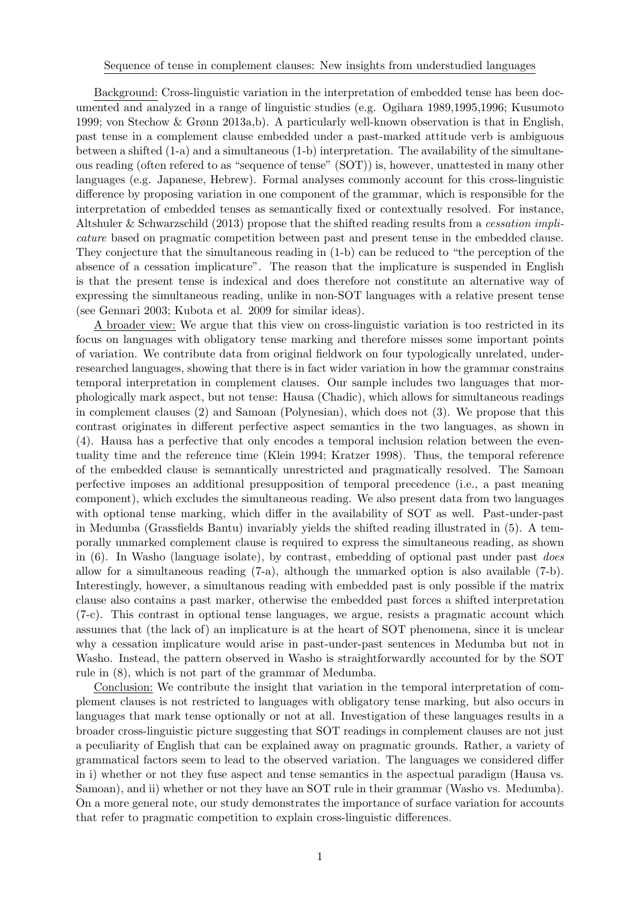Sequence of tense in complement clauses: New insights from understudied languages

Background: Cross-linguistic variation in the interpretation of embedded tense has been documented and analyzed in a range of linguistic studies (e.g. Ogihara 1989,1995,1996; Kusumoto 1999; von Stechow & Grønn 2013a,b). A particularly well-known observation is that in English, past tense in a complement clause embedded under a past-marked attitude verb is ambiguous between a shifted (1-a) and a simultaneous (1-b) interpretation. The availability of the simultaneous reading (often refered to as "sequence of tense" (SOT)) is, however, unattested in many other languages (e.g. Japanese, Hebrew). Formal analyses commonly account for this cross-linguistic difference by proposing variation in one component of the grammar, which is responsible for the interpretation of embedded tenses as semantically fixed or contextually resolved. For instance, Altshuler & Schwarzschild (2013) propose that the shifted reading results from a *cessation implicature* based on pragmatic competition between past and present tense in the embedded clause. They conjecture that the simultaneous reading in (1-b) can be reduced to "the perception of the absence of a cessation implicature". The reason that the implicature is suspended in English is that the present tense is indexical and does therefore not constitute an alternative way of expressing the simultaneous reading, unlike in non-SOT languages with a relative present tense (see Gennari 2003; Kubota et al. 2009 for similar ideas).

A broader view: We argue that this view on cross-linguistic variation is too restricted in its focus on languages with obligatory tense marking and therefore misses some important points of variation. We contribute data from original fieldwork on four typologically unrelated, under-researched languages, showing that there is in fact wider variation in how the grammar constrains temporal interpretation in complement clauses. Our sample includes two languages that morphologically mark aspect, but not tense: Hausa (Chadic), which allows for simultaneous readings in complement clauses (2) and Samoan (Polynesian), which does not (3). We propose that this contrast originates in different perfective aspect semantics in the two languages, as shown in (4). Hausa has a perfective that only encodes a temporal inclusion relation between the eventuality time and the reference time (Klein 1994; Kratzer 1998). Thus, the temporal reference of the embedded clause is semantically unrestricted and pragmatically resolved. The Samoan perfective imposes an additional presupposition of temporal precedence (i.e., a past meaning component), which excludes the simultaneous reading. We also present data from two languages with optional tense marking, which differ in the availability of SOT as well. Past-under-past in Medumba (Grassfields Bantu) invariably yields the shifted reading illustrated in (5). A temporally unmarked complement clause is required to express the simultaneous reading, as shown in (6). In Washo (language isolate), by contrast, embedding of optional past under past *does* allow for a simultaneous reading (7-a), although the unmarked option is also available (7-b). Interestingly, however, a simultanous reading with embedded past is only possible if the matrix clause also contains a past marker, otherwise the embedded past forces a shifted interpretation (7-c). This contrast in optional tense languages, we argue, resists a pragmatic account which assumes that (the lack of) an implicature is at the heart of SOT phenomena, since it is unclear why a cessation implicature would arise in past-under-past sentences in Medumba but not in Washo. Instead, the pattern observed in Washo is straightforwardly accounted for by the SOT rule in (8), which is not part of the grammar of Medumba.

Conclusion: We contribute the insight that variation in the temporal interpretation of complement clauses is not restricted to languages with obligatory tense marking, but also occurs in languages that mark tense optionally or not at all. Investigation of these languages results in a broader cross-linguistic picture suggesting that SOT readings in complement clauses are not just a peculiarity of English that can be explained away on pragmatic grounds. Rather, a variety of grammatical factors seem to lead to the observed variation. The languages we considered differ in i) whether or not they fuse aspect and tense semantics in the aspectual paradigm (Hausa vs. Samoan), and ii) whether or not they have an SOT rule in their grammar (Washo vs. Medumba). On a more general note, our study demonstrates the importance of surface variation for accounts that refer to pragmatic competition to explain cross-linguistic differences.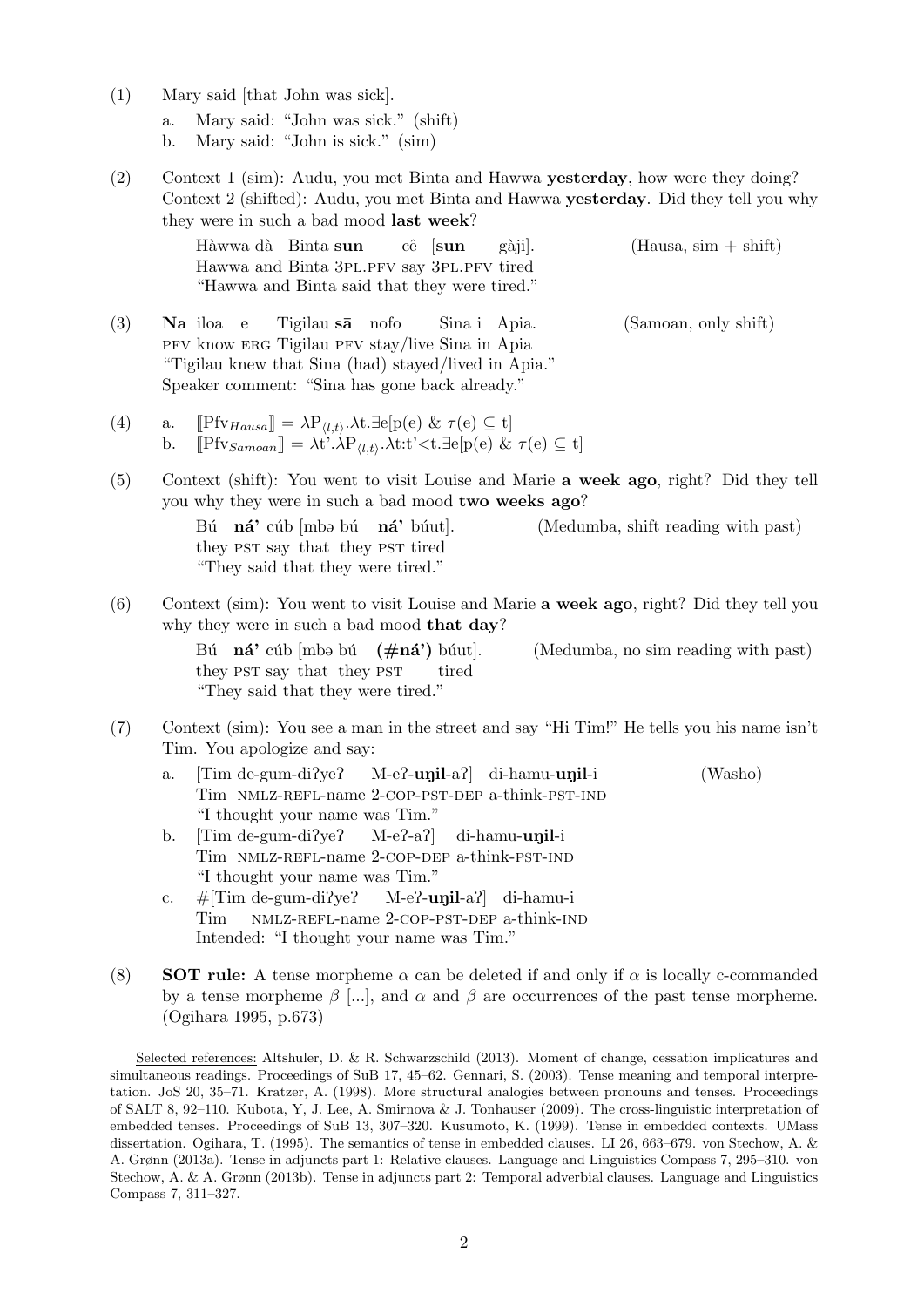(1) Mary said [that John was sick].

a. Mary said: "John was sick." (shift)
b. Mary said: "John is sick." (sim)

(2) Context 1 (sim): Audu, you met Binta and Hawwa **yesterday**, how were they doing?
Context 2 (shifted): Audu, you met Binta and Hawwa **yesterday**. Did they tell you why they were in such a bad mood **last week**?

Hàwwa dà Binta **sun** cê [**sun** gàji]. (Hausa, sim + shift)
Hawwa and Binta 3PL.PFV say 3PL.PFV tired
"Hawwa and Binta said that they were tired."

(3) **Na** iloa e Tigilau **sā** nofo Sina i Apia. (Samoan, only shift)
PFV know ERG Tigilau PFV stay/live Sina in Apia
"Tigilau knew that Sina (had) stayed/lived in Apia."
Speaker comment: "Sina has gone back already."

(4) a. $[\![\text{Pfv}_{Hausa}]\!] = \lambda \text{P}_{\langle l,t\rangle}.\lambda \text{t}.\exists \text{e}[\text{p(e)} \ \&\ \tau(\text{e}) \subseteq \text{t}]$
b. $[\![\text{Pfv}_{Samoan}]\!] = \lambda \text{t'}.\lambda \text{P}_{\langle l,t\rangle}.\lambda \text{t:t'}{<}\text{t}.\exists \text{e}[\text{p(e)} \ \&\ \tau(\text{e}) \subseteq \text{t}]$

(5) Context (shift): You went to visit Louise and Marie **a week ago**, right? Did they tell you why they were in such a bad mood **two weeks ago**?

Bú **ná'** cúb [mbə bú **ná'** búut]. (Medumba, shift reading with past)
they PST say that they PST tired
"They said that they were tired."

(6) Context (sim): You went to visit Louise and Marie **a week ago**, right? Did they tell you why they were in such a bad mood **that day**?

Bú **ná'** cúb [mbə bú **(#ná')** búut]. (Medumba, no sim reading with past)
they PST say that they PST tired
"They said that they were tired."

(7) Context (sim): You see a man in the street and say "Hi Tim!" He tells you his name isn't Tim. You apologize and say:

a. [Tim de-gum-diʔyeʔ M-eʔ-**uŋil**-aʔ] di-hamu-**uŋil**-i (Washo)
Tim NMLZ-REFL-name 2-COP-PST-DEP a-think-PST-IND
"I thought your name was Tim."

b. [Tim de-gum-diʔyeʔ M-eʔ-aʔ] di-hamu-**uŋil**-i
Tim NMLZ-REFL-name 2-COP-DEP a-think-PST-IND
"I thought your name was Tim."

c. #[Tim de-gum-diʔyeʔ M-eʔ-**uŋil**-aʔ] di-hamu-i
Tim NMLZ-REFL-name 2-COP-PST-DEP a-think-IND
Intended: "I thought your name was Tim."

(8) **SOT rule:** A tense morpheme $\alpha$ can be deleted if and only if $\alpha$ is locally c-commanded by a tense morpheme $\beta$ [...], and $\alpha$ and $\beta$ are occurrences of the past tense morpheme. (Ogihara 1995, p.673)

Selected references: Altshuler, D. & R. Schwarzschild (2013). Moment of change, cessation implicatures and simultaneous readings. Proceedings of SuB 17, 45–62. Gennari, S. (2003). Tense meaning and temporal interpretation. JoS 20, 35–71. Kratzer, A. (1998). More structural analogies between pronouns and tenses. Proceedings of SALT 8, 92–110. Kubota, Y, J. Lee, A. Smirnova & J. Tonhauser (2009). The cross-linguistic interpretation of embedded tenses. Proceedings of SuB 13, 307–320. Kusumoto, K. (1999). Tense in embedded contexts. UMass dissertation. Ogihara, T. (1995). The semantics of tense in embedded clauses. LI 26, 663–679. von Stechow, A. & A. Grønn (2013a). Tense in adjuncts part 1: Relative clauses. Language and Linguistics Compass 7, 295–310. von Stechow, A. & A. Grønn (2013b). Tense in adjuncts part 2: Temporal adverbial clauses. Language and Linguistics Compass 7, 311–327.